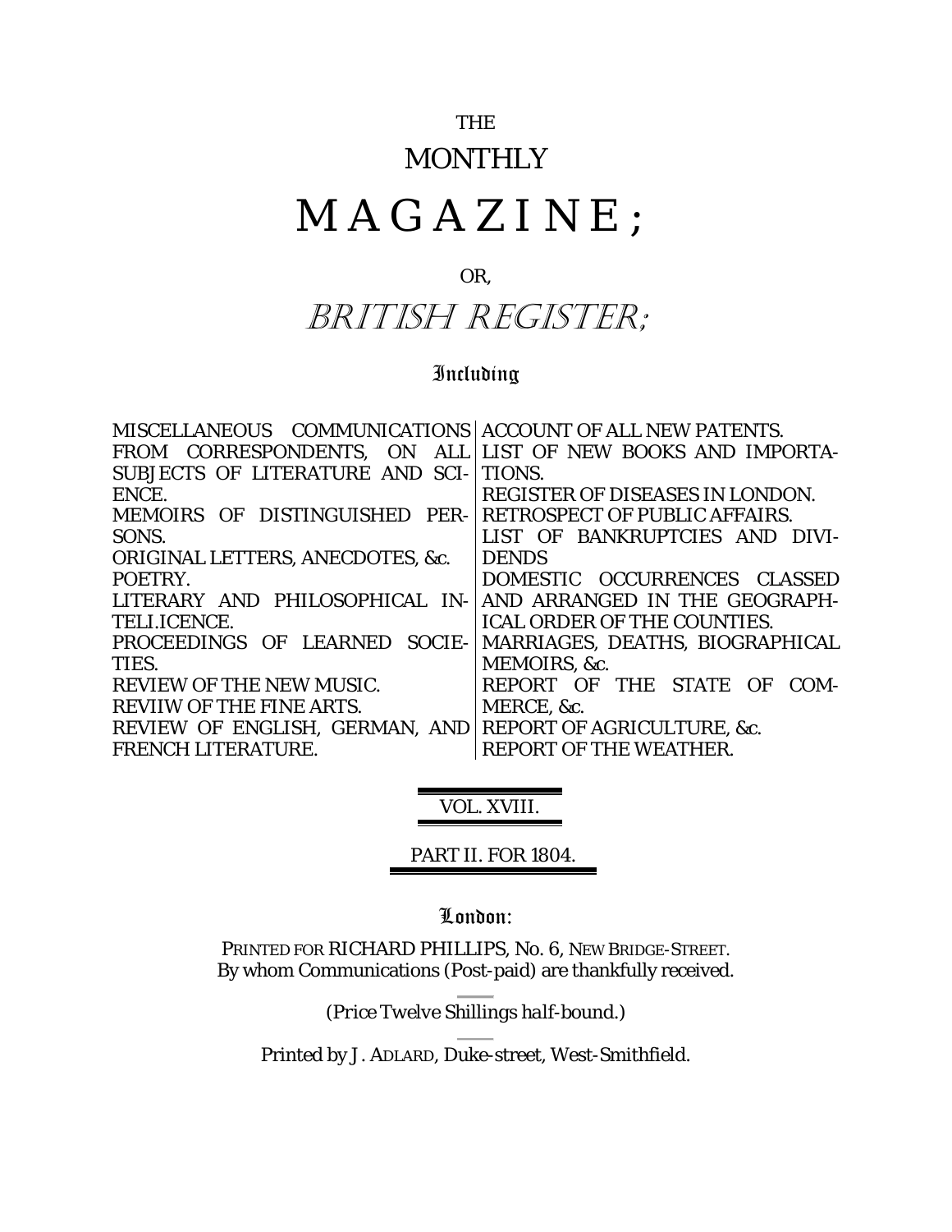THE

# MONTHLY

# MAGAZINE;

OR,

# BRITISH REGISTER;

Including

MISCELLANEOUS COMMUNICATIONS FROM CORRESPONDENTS, ON ALL SUBJECTS OF LITERATURE AND SCIENCE.
MEMOIRS OF DISTINGUISHED PERSONS.
ORIGINAL LETTERS, ANECDOTES, &c.
POETRY.
LITERARY AND PHILOSOPHICAL INTELI.ICENCE.
PROCEEDINGS OF LEARNED SOCIETIES.
REVIEW OF THE NEW MUSIC.
REVIIW OF THE FINE ARTS.
REVIEW OF ENGLISH, GERMAN, AND FRENCH LITERATURE.
ACCOUNT OF ALL NEW PATENTS.
LIST OF NEW BOOKS AND IMPORTATIONS.
REGISTER OF DISEASES IN LONDON.
RETROSPECT OF PUBLIC AFFAIRS.
LIST OF BANKRUPTCIES AND DIVIDENDS
DOMESTIC OCCURRENCES CLASSED AND ARRANGED IN THE GEOGRAPHICAL ORDER OF THE COUNTIES.
MARRIAGES, DEATHS, BIOGRAPHICAL MEMOIRS, &c.
REPORT OF THE STATE OF COMMERCE, &c.
REPORT OF AGRICULTURE, &c.
REPORT OF THE WEATHER.

VOL. XVIII.

PART II. FOR 1804.

London:

PRINTED FOR RICHARD PHILLIPS, No. 6, NEW BRIDGE-STREET.
By whom Communications (Post-paid) are thankfully received.

*(Price Twelve Shillings half-bound.)*

Printed by J. ADLARD, Duke-street, West-Smithfield.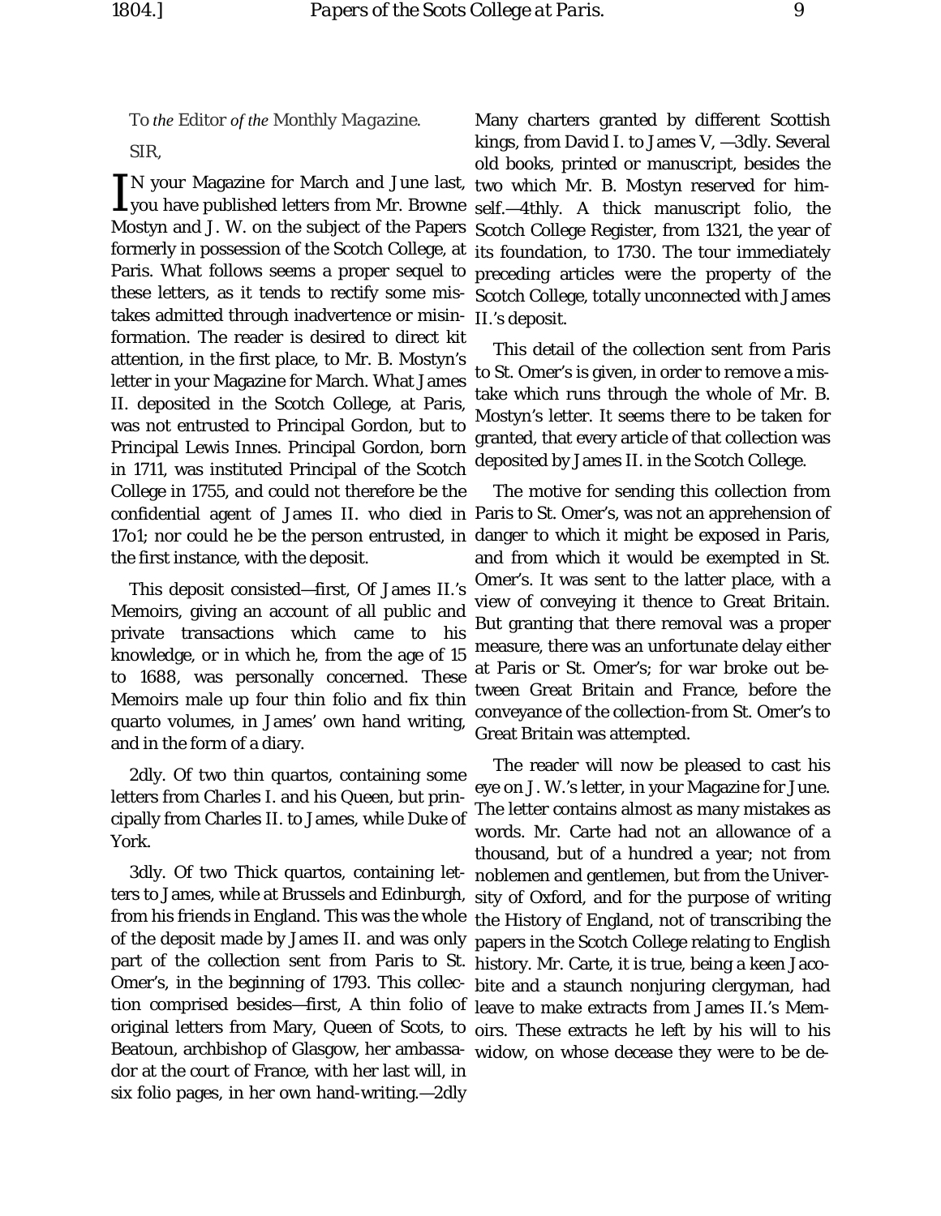To *the* Editor *of the* Monthly Magazine.

SIR,

IN your Magazine for March and June last, you have published letters from Mr. Browne Mostyn and J. W. on the subject of the Papers formerly in possession of the Scotch College, at Paris. What follows seems a proper sequel to these letters, as it tends to rectify some mistakes admitted through inadvertence or misinformation. The reader is desired to direct kit attention, in the first place, to Mr. B. Mostyn's letter in your Magazine for March. What James II. deposited in the Scotch College, at Paris, was not entrusted to Principal Gordon, but to Principal Lewis Innes. Principal Gordon, born in 1711, was instituted Principal of the Scotch College in 1755, and could not therefore be the confidential agent of James II. who died in 17o1; nor could he be the person entrusted, in the first instance, with the deposit.

This deposit consisted—first, Of James II.'s Memoirs, giving an account of all public and private transactions which came to his knowledge, or in which he, from the age of 15 to 1688, was personally concerned. These Memoirs male up four thin folio and fix thin quarto volumes, in James' own hand writing, and in the form of a diary.

2dly. Of two thin quartos, containing some letters from Charles I. and his Queen, but principally from Charles II. to James, while Duke of York.

3dly. Of two Thick quartos, containing letters to James, while at Brussels and Edinburgh, from his friends in England. This was the whole of the deposit made by James II. and was only part of the collection sent from Paris to St. Omer's, in the beginning of 1793. This collection comprised besides—first, A thin folio of original letters from Mary, Queen of Scots, to Beatoun, archbishop of Glasgow, her ambassador at the court of France, with her last will, in six folio pages, in her own hand-writing.—2dly Many charters granted by different Scottish kings, from David I. to James V, —3dly. Several old books, printed or manuscript, besides the two which Mr. B. Mostyn reserved for himself.—4thly. A thick manuscript folio, the Scotch College Register, from 1321, the year of its foundation, to 1730. The tour immediately preceding articles were the property of the Scotch College, totally unconnected with James II.'s deposit.

This detail of the collection sent from Paris to St. Omer's is given, in order to remove a mistake which runs through the whole of Mr. B. Mostyn's letter. It seems there to be taken for granted, that every article of that collection was deposited by James II. in the Scotch College.

The motive for sending this collection from Paris to St. Omer's, was not an apprehension of danger to which it might be exposed in Paris, and from which it would be exempted in St. Omer's. It was sent to the latter place, with a view of conveying it thence to Great Britain. But granting that there removal was a proper measure, there was an unfortunate delay either at Paris or St. Omer's; for war broke out between Great Britain and France, before the conveyance of the collection-from St. Omer's to Great Britain was attempted.

The reader will now be pleased to cast his eye on J. W.'s letter, in your Magazine for June. The letter contains almost as many mistakes as words. Mr. Carte had not an allowance of a thousand, but of a hundred a year; not from noblemen and gentlemen, but from the University of Oxford, and for the purpose of writing the History of England, not of transcribing the papers in the Scotch College relating to English history. Mr. Carte, it is true, being a keen Jacobite and a staunch nonjuring clergyman, had leave to make extracts from James II.'s Memoirs. These extracts he left by his will to his widow, on whose decease they were to be de-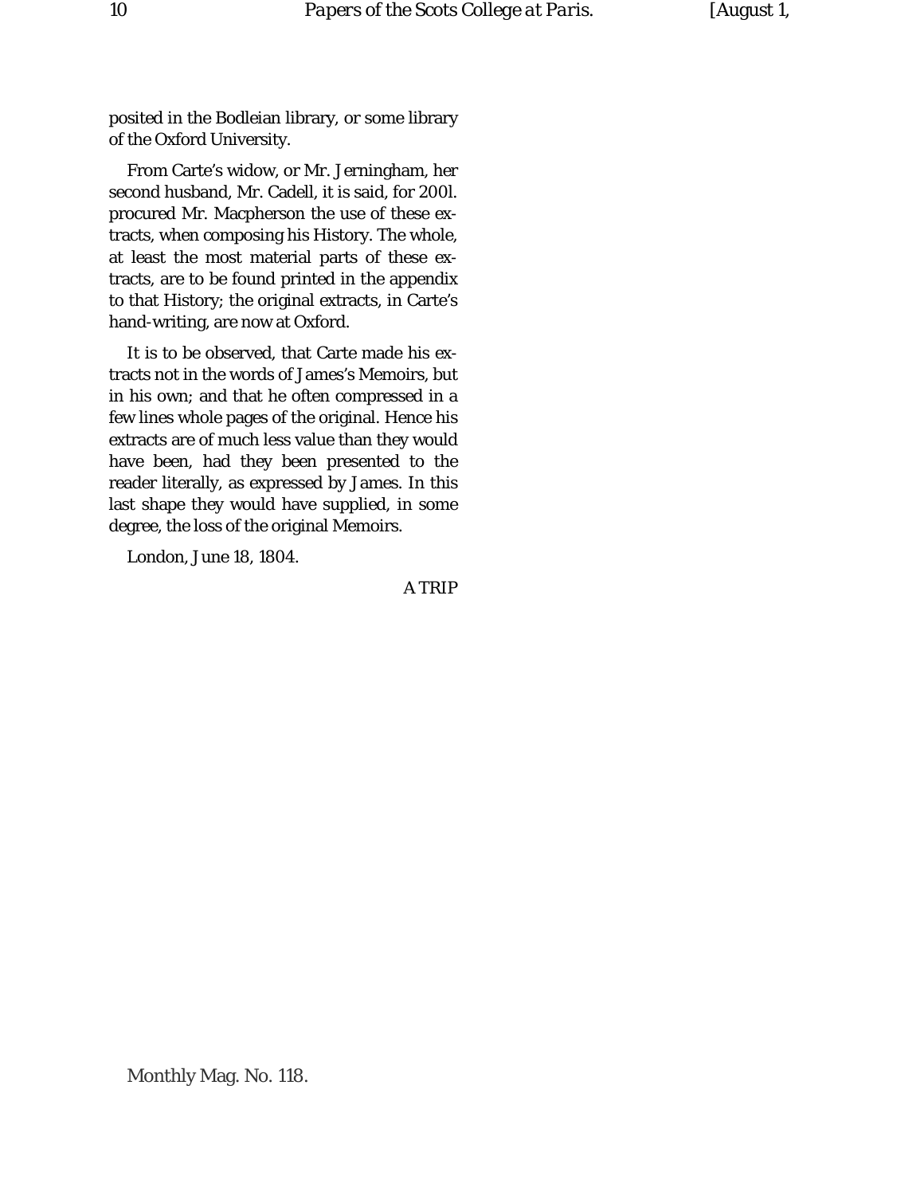posited in the Bodleian library, or some library of the Oxford University.

From Carte's widow, or Mr. Jerningham, her second husband, Mr. Cadell, it is said, for 200l. procured Mr. Macpherson the use of these extracts, when composing his History. The whole, at least the most material parts of these extracts, are to be found printed in the appendix to that History; the original extracts, in Carte's hand-writing, are now at Oxford.

It is to be observed, that Carte made his extracts not in the words of James's Memoirs, but in his own; and that he often compressed in a few lines whole pages of the original. Hence his extracts are of much less value than they would have been, had they been presented to the reader literally, as expressed by James. In this last shape they would have supplied, in some degree, the loss of the original Memoirs.

London, June 18, 1804.

A TRIP

Monthly Mag. No. 118.